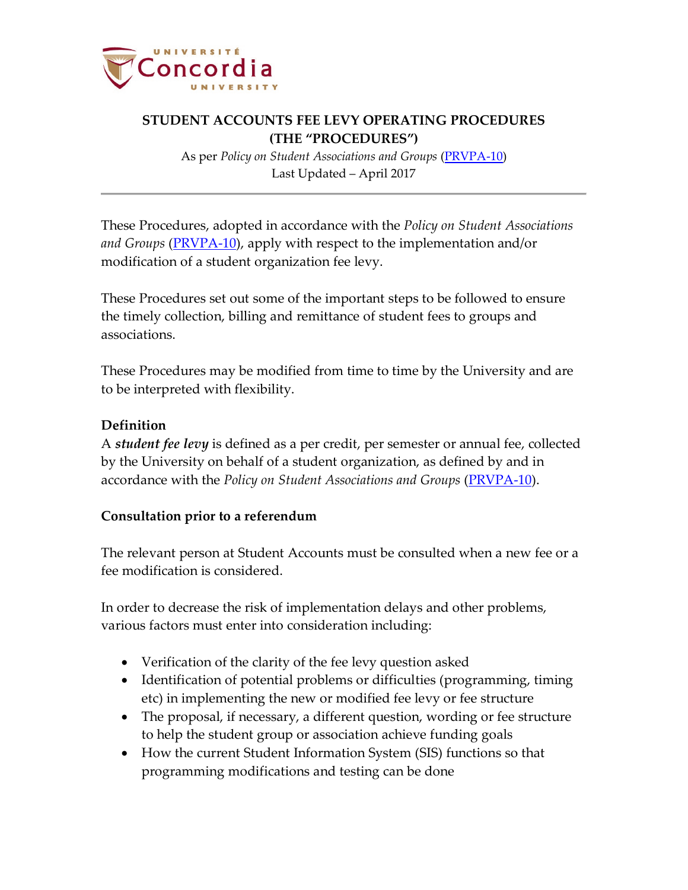# STUDENT ACCOUNTS FEE LEVY OPERATING PROCEDURES (THE "PROCEDURES")

As per *Policy on Student Associations and Groups* (PRVPA-10)
Last Updated – April 2017

---

These Procedures, adopted in accordance with the *Policy on Student Associations and Groups* (PRVPA-10), apply with respect to the implementation and/or modification of a student organization fee levy.

These Procedures set out some of the important steps to be followed to ensure the timely collection, billing and remittance of student fees to groups and associations.

These Procedures may be modified from time to time by the University and are to be interpreted with flexibility.

### Definition

A ***student fee levy*** is defined as a per credit, per semester or annual fee, collected by the University on behalf of a student organization, as defined by and in accordance with the *Policy on Student Associations and Groups* (PRVPA-10).

### Consultation prior to a referendum

The relevant person at Student Accounts must be consulted when a new fee or a fee modification is considered.

In order to decrease the risk of implementation delays and other problems, various factors must enter into consideration including:

- Verification of the clarity of the fee levy question asked
- Identification of potential problems or difficulties (programming, timing etc) in implementing the new or modified fee levy or fee structure
- The proposal, if necessary, a different question, wording or fee structure to help the student group or association achieve funding goals
- How the current Student Information System (SIS) functions so that programming modifications and testing can be done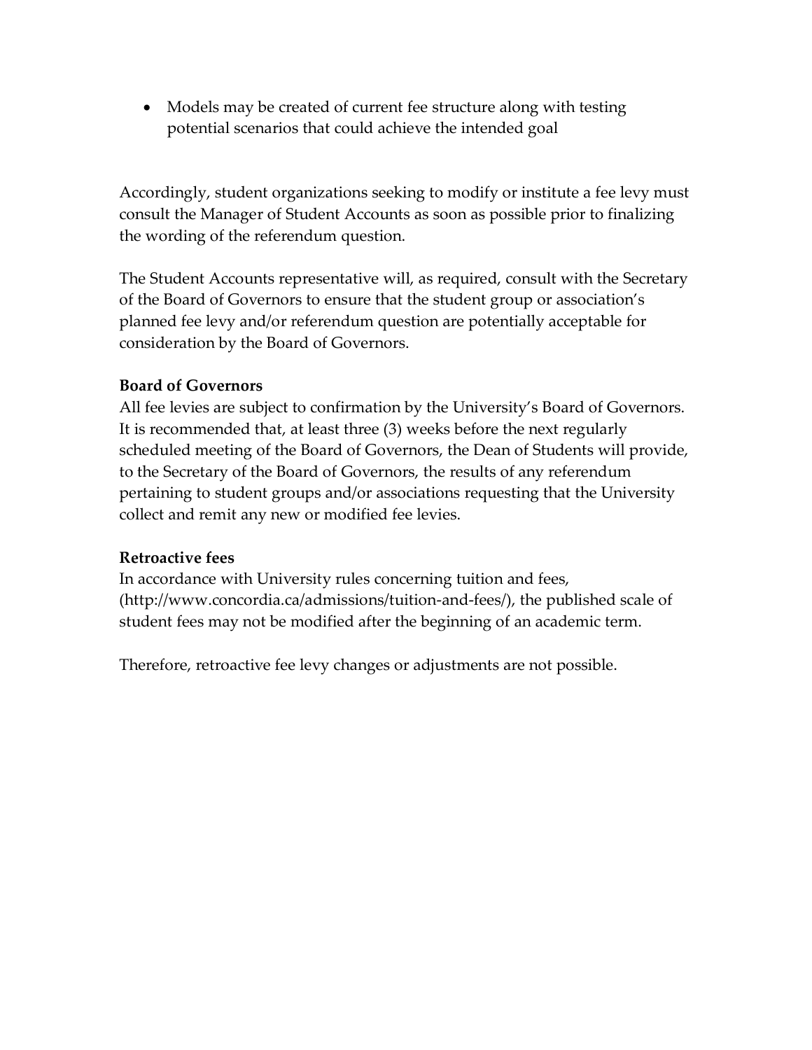- Models may be created of current fee structure along with testing potential scenarios that could achieve the intended goal

Accordingly, student organizations seeking to modify or institute a fee levy must consult the Manager of Student Accounts as soon as possible prior to finalizing the wording of the referendum question.

The Student Accounts representative will, as required, consult with the Secretary of the Board of Governors to ensure that the student group or association's planned fee levy and/or referendum question are potentially acceptable for consideration by the Board of Governors.

**Board of Governors**

All fee levies are subject to confirmation by the University's Board of Governors. It is recommended that, at least three (3) weeks before the next regularly scheduled meeting of the Board of Governors, the Dean of Students will provide, to the Secretary of the Board of Governors, the results of any referendum pertaining to student groups and/or associations requesting that the University collect and remit any new or modified fee levies.

**Retroactive fees**

In accordance with University rules concerning tuition and fees, (http://www.concordia.ca/admissions/tuition-and-fees/), the published scale of student fees may not be modified after the beginning of an academic term.

Therefore, retroactive fee levy changes or adjustments are not possible.